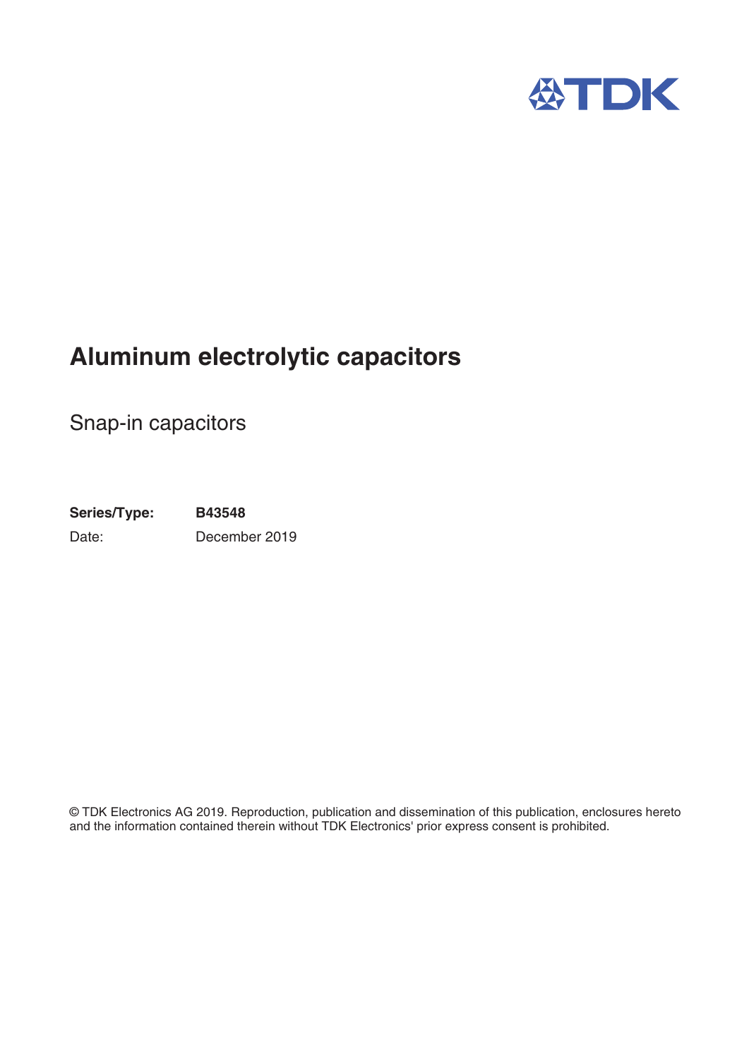TDK

# Aluminum electrolytic capacitors

## Snap-in capacitors

**Series/Type:** **B43548**

Date: December 2019

© TDK Electronics AG 2019. Reproduction, publication and dissemination of this publication, enclosures hereto and the information contained therein without TDK Electronics' prior express consent is prohibited.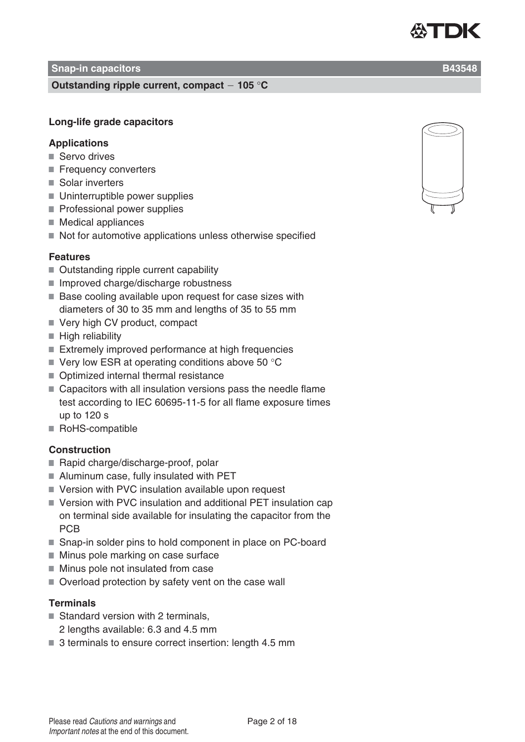## Snap-in capacitors B43548

### Outstanding ripple current, compact − 105 °C

**Long-life grade capacitors**

### Applications

- Servo drives
- Frequency converters
- Solar inverters
- Uninterruptible power supplies
- Professional power supplies
- Medical appliances
- Not for automotive applications unless otherwise specified

### Features

- Outstanding ripple current capability
- Improved charge/discharge robustness
- Base cooling available upon request for case sizes with diameters of 30 to 35 mm and lengths of 35 to 55 mm
- Very high CV product, compact
- High reliability
- Extremely improved performance at high frequencies
- Very low ESR at operating conditions above 50 °C
- Optimized internal thermal resistance
- Capacitors with all insulation versions pass the needle flame test according to IEC 60695-11-5 for all flame exposure times up to 120 s
- RoHS-compatible

### Construction

- Rapid charge/discharge-proof, polar
- Aluminum case, fully insulated with PET
- Version with PVC insulation available upon request
- Version with PVC insulation and additional PET insulation cap on terminal side available for insulating the capacitor from the PCB
- Snap-in solder pins to hold component in place on PC-board
- Minus pole marking on case surface
- Minus pole not insulated from case
- Overload protection by safety vent on the case wall

### Terminals

- Standard version with 2 terminals,
  2 lengths available: 6.3 and 4.5 mm
- 3 terminals to ensure correct insertion: length 4.5 mm

Please read *Cautions and warnings* and *Important notes* at the end of this document.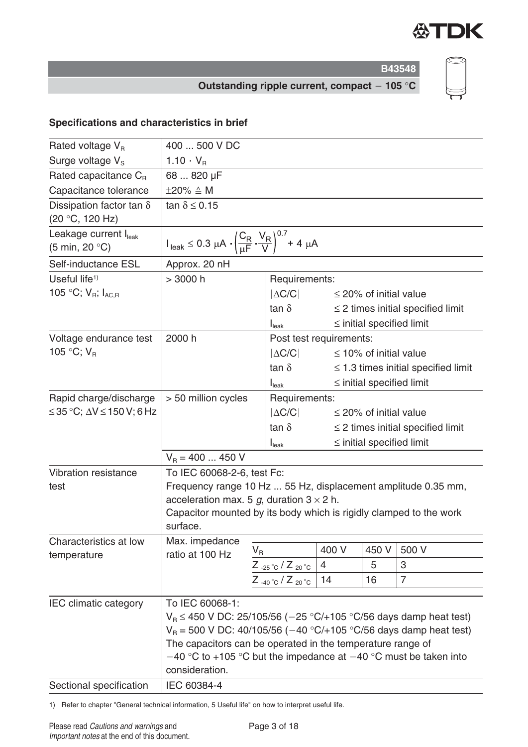**B43548**

**Outstanding ripple current, compact − 105 °C**

### Specifications and characteristics in brief

| | | | |
|---|---|---|---|
| Rated voltage $V_R$ | 400 ... 500 V DC | | |
| Surge voltage $V_S$ | $1.10 \cdot V_R$ | | |
| Rated capacitance $C_R$ | 68 ... 820 µF | | |
| Capacitance tolerance | ±20% ≙ M | | |
| Dissipation factor tan δ (20 °C, 120 Hz) | tan δ ≤ 0.15 | | |
| Leakage current $I_{leak}$ (5 min, 20 °C) | $I_{leak} \leq 0.3\ \mu A \cdot \left(\frac{C_R}{\mu F} \cdot \frac{V_R}{V}\right)^{0.7} + 4\ \mu A$ | | |
| Self-inductance ESL | Approx. 20 nH | | |
| Useful life[1] 105 °C; $V_R$; $I_{AC,R}$ | > 3000 h | Requirements: | |
| | | \|ΔC/C\| | ≤ 20% of initial value |
| | | tan δ | ≤ 2 times initial specified limit |
| | | $I_{leak}$ | ≤ initial specified limit |
| Voltage endurance test 105 °C; $V_R$ | 2000 h | Post test requirements: | |
| | | \|ΔC/C\| | ≤ 10% of initial value |
| | | tan δ | ≤ 1.3 times initial specified limit |
| | | $I_{leak}$ | ≤ initial specified limit |
| Rapid charge/discharge ≤35 °C; ΔV ≤ 150 V; 6 Hz | > 50 million cycles | Requirements: | |
| | | \|ΔC/C\| | ≤ 20% of initial value |
| | | tan δ | ≤ 2 times initial specified limit |
| | | $I_{leak}$ | ≤ initial specified limit |
| | $V_R$ = 400 ... 450 V | | |
| Vibration resistance test | To IEC 60068-2-6, test Fc: Frequency range 10 Hz ... 55 Hz, displacement amplitude 0.35 mm, acceleration max. 5 *g*, duration 3 × 2 h. Capacitor mounted by its body which is rigidly clamped to the work surface. | | |
| Characteristics at low temperature | Max. impedance ratio at 100 Hz | | |
| IEC climatic category | To IEC 60068-1: $V_R$ ≤ 450 V DC: 25/105/56 (−25 °C/+105 °C/56 days damp heat test) $V_R$ = 500 V DC: 40/105/56 (−40 °C/+105 °C/56 days damp heat test) The capacitors can be operated in the temperature range of −40 °C to +105 °C but the impedance at −40 °C must be taken into consideration. | | |
| Sectional specification | IEC 60384-4 | | |

Max. impedance ratio at 100 Hz:

| $V_R$ | 400 V | 450 V | 500 V |
|---|---|---|---|
| $Z_{-25\,°C} / Z_{20\,°C}$ | 4 | 5 | 3 |
| $Z_{-40\,°C} / Z_{20\,°C}$ | 14 | 16 | 7 |

1) Refer to chapter "General technical information, 5 Useful life" on how to interpret useful life.

Please read *Cautions and warnings* and *Important notes* at the end of this document.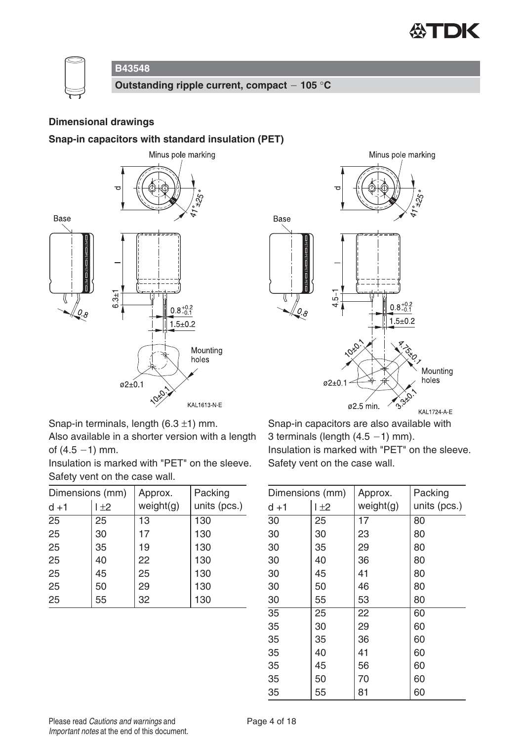**B43548**

**Outstanding ripple current, compact − 105 °C**

### Dimensional drawings

### Snap-in capacitors with standard insulation (PET)

Snap-in terminals, length (6.3 ±1) mm.
Also available in a shorter version with a length of (4.5 −1) mm.
Insulation is marked with "PET" on the sleeve.
Safety vent on the case wall.

| Dimensions (mm) | | Approx. | Packing |
|---|---|---|---|
| d +1 | l ±2 | weight(g) | units (pcs.) |
| 25 | 25 | 13 | 130 |
| 25 | 30 | 17 | 130 |
| 25 | 35 | 19 | 130 |
| 25 | 40 | 22 | 130 |
| 25 | 45 | 25 | 130 |
| 25 | 50 | 29 | 130 |
| 25 | 55 | 32 | 130 |

Snap-in capacitors are also available with 3 terminals (length (4.5 −1) mm).
Insulation is marked with "PET" on the sleeve.
Safety vent on the case wall.

| Dimensions (mm) | | Approx. | Packing |
|---|---|---|---|
| d +1 | l ±2 | weight(g) | units (pcs.) |
| 30 | 25 | 17 | 80 |
| 30 | 30 | 23 | 80 |
| 30 | 35 | 29 | 80 |
| 30 | 40 | 36 | 80 |
| 30 | 45 | 41 | 80 |
| 30 | 50 | 46 | 80 |
| 30 | 55 | 53 | 80 |
| 35 | 25 | 22 | 60 |
| 35 | 30 | 29 | 60 |
| 35 | 35 | 36 | 60 |
| 35 | 40 | 41 | 60 |
| 35 | 45 | 56 | 60 |
| 35 | 50 | 70 | 60 |
| 35 | 55 | 81 | 60 |

Please read *Cautions and warnings* and *Important notes* at the end of this document.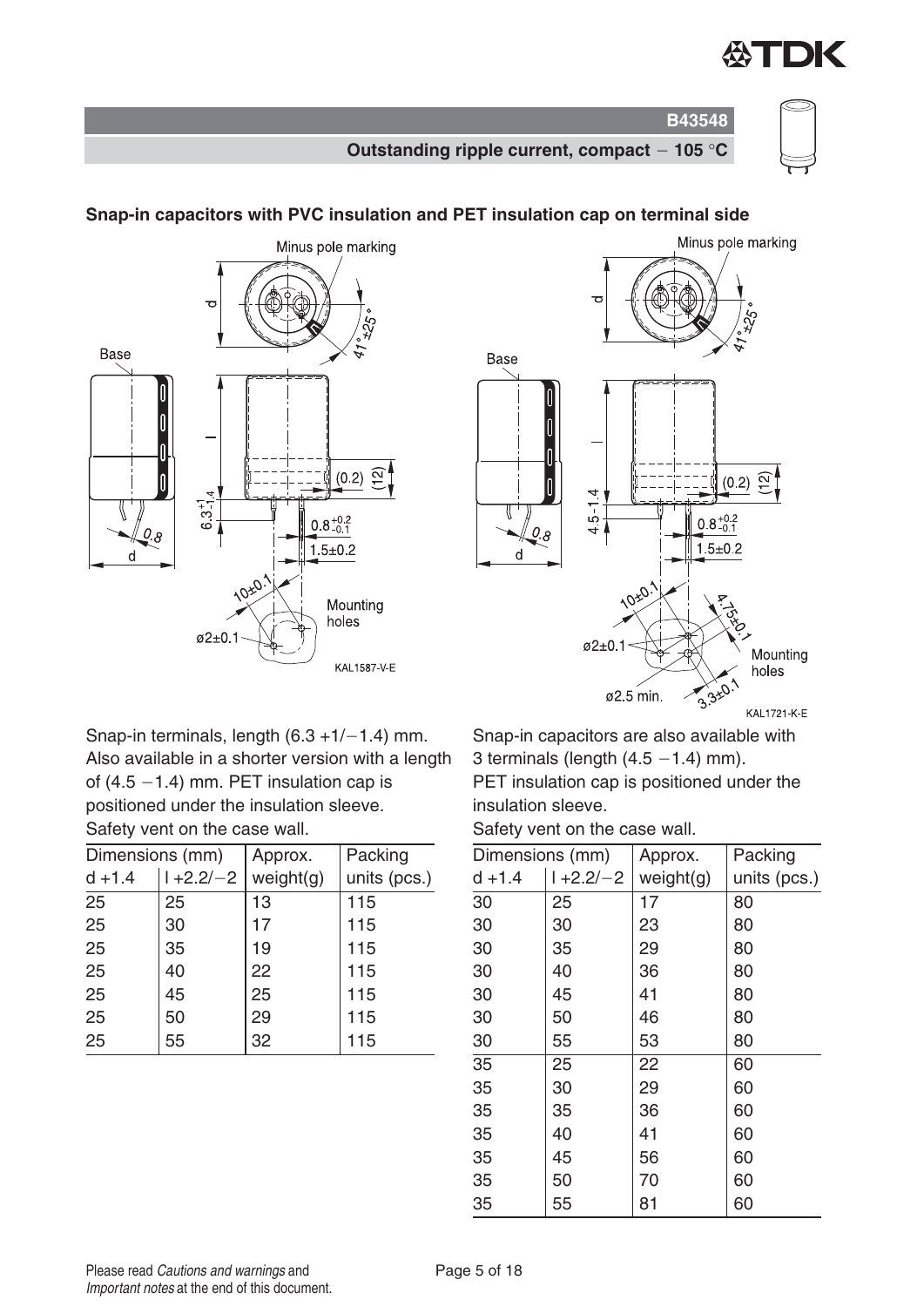**B43548**

**Outstanding ripple current, compact − 105 °C**

## Snap-in capacitors with PVC insulation and PET insulation cap on terminal side

Snap-in terminals, length (6.3 +1/−1.4) mm. Also available in a shorter version with a length of (4.5 −1.4) mm. PET insulation cap is positioned under the insulation sleeve.
Safety vent on the case wall.

| Dimensions (mm) | | Approx. | Packing |
|---|---|---|---|
| d +1.4 | l +2.2/−2 | weight(g) | units (pcs.) |
| 25 | 25 | 13 | 115 |
| 25 | 30 | 17 | 115 |
| 25 | 35 | 19 | 115 |
| 25 | 40 | 22 | 115 |
| 25 | 45 | 25 | 115 |
| 25 | 50 | 29 | 115 |
| 25 | 55 | 32 | 115 |

Snap-in capacitors are also available with 3 terminals (length (4.5 −1.4) mm).
PET insulation cap is positioned under the insulation sleeve.
Safety vent on the case wall.

| Dimensions (mm) | | Approx. | Packing |
|---|---|---|---|
| d +1.4 | l +2.2/−2 | weight(g) | units (pcs.) |
| 30 | 25 | 17 | 80 |
| 30 | 30 | 23 | 80 |
| 30 | 35 | 29 | 80 |
| 30 | 40 | 36 | 80 |
| 30 | 45 | 41 | 80 |
| 30 | 50 | 46 | 80 |
| 30 | 55 | 53 | 80 |
| 35 | 25 | 22 | 60 |
| 35 | 30 | 29 | 60 |
| 35 | 35 | 36 | 60 |
| 35 | 40 | 41 | 60 |
| 35 | 45 | 56 | 60 |
| 35 | 50 | 70 | 60 |
| 35 | 55 | 81 | 60 |

Please read *Cautions and warnings* and *Important notes* at the end of this document.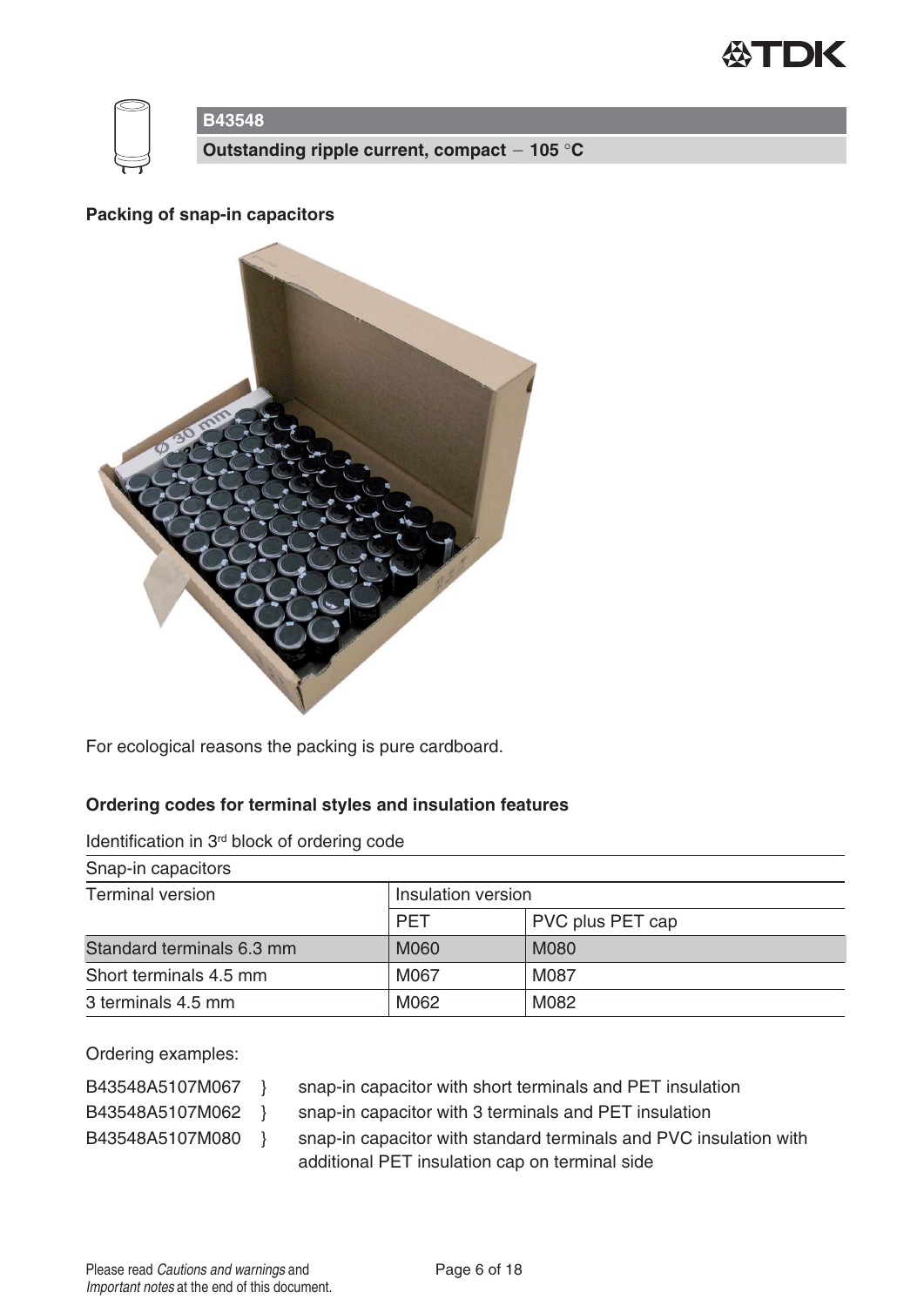**B43548**

**Outstanding ripple current, compact − 105 °C**

### Packing of snap-in capacitors

For ecological reasons the packing is pure cardboard.

### Ordering codes for terminal styles and insulation features

Identification in 3rd block of ordering code

| Snap-in capacitors | | |
|---|---|---|
| Terminal version | Insulation version | |
| | PET | PVC plus PET cap |
| Standard terminals 6.3 mm | M060 | M080 |
| Short terminals 4.5 mm | M067 | M087 |
| 3 terminals 4.5 mm | M062 | M082 |

Ordering examples:

| | |
|---|---|
| B43548A5107M067 } | snap-in capacitor with short terminals and PET insulation |
| B43548A5107M062 } | snap-in capacitor with 3 terminals and PET insulation |
| B43548A5107M080 } | snap-in capacitor with standard terminals and PVC insulation with additional PET insulation cap on terminal side |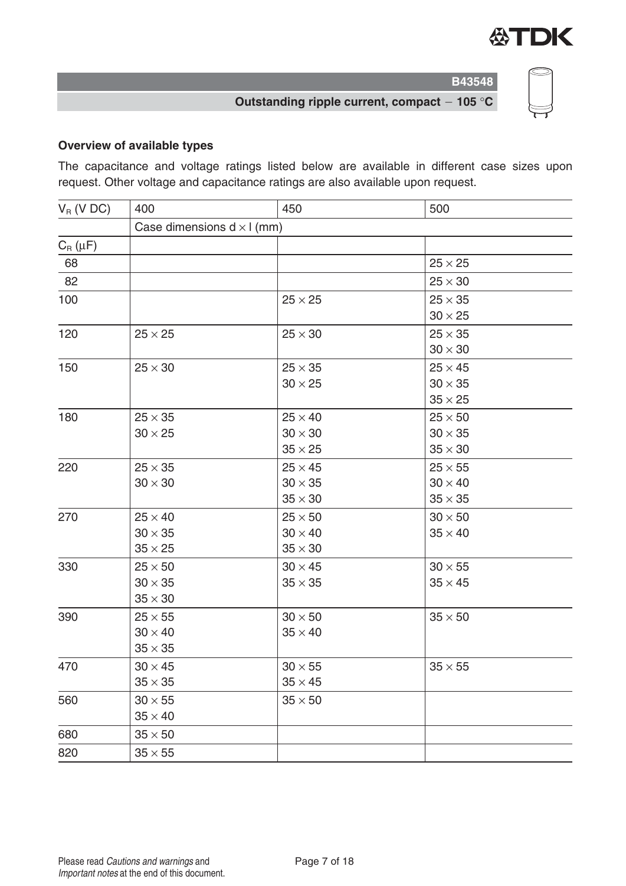B43548

**Outstanding ripple current, compact − 105 °C**

**Overview of available types**

The capacitance and voltage ratings listed below are available in different case sizes upon request. Other voltage and capacitance ratings are also available upon request.

| $V_R$ (V DC) | 400 | 450 | 500 |
|---|---|---|---|
| | Case dimensions d × l (mm) | | |
| $C_R$ (µF) | | | |
| 68 | | | 25 × 25 |
| 82 | | | 25 × 30 |
| 100 | | 25 × 25 | 25 × 35<br>30 × 25 |
| 120 | 25 × 25 | 25 × 30 | 25 × 35<br>30 × 30 |
| 150 | 25 × 30 | 25 × 35<br>30 × 25 | 25 × 45<br>30 × 35<br>35 × 25 |
| 180 | 25 × 35<br>30 × 25 | 25 × 40<br>30 × 30<br>35 × 25 | 25 × 50<br>30 × 35<br>35 × 30 |
| 220 | 25 × 35<br>30 × 30 | 25 × 45<br>30 × 35<br>35 × 30 | 25 × 55<br>30 × 40<br>35 × 35 |
| 270 | 25 × 40<br>30 × 35<br>35 × 25 | 25 × 50<br>30 × 40<br>35 × 30 | 30 × 50<br>35 × 40 |
| 330 | 25 × 50<br>30 × 35<br>35 × 30 | 30 × 45<br>35 × 35 | 30 × 55<br>35 × 45 |
| 390 | 25 × 55<br>30 × 40<br>35 × 35 | 30 × 50<br>35 × 40 | 35 × 50 |
| 470 | 30 × 45<br>35 × 35 | 30 × 55<br>35 × 45 | 35 × 55 |
| 560 | 30 × 55<br>35 × 40 | 35 × 50 | |
| 680 | 35 × 50 | | |
| 820 | 35 × 55 | | |

Please read *Cautions and warnings* and *Important notes* at the end of this document.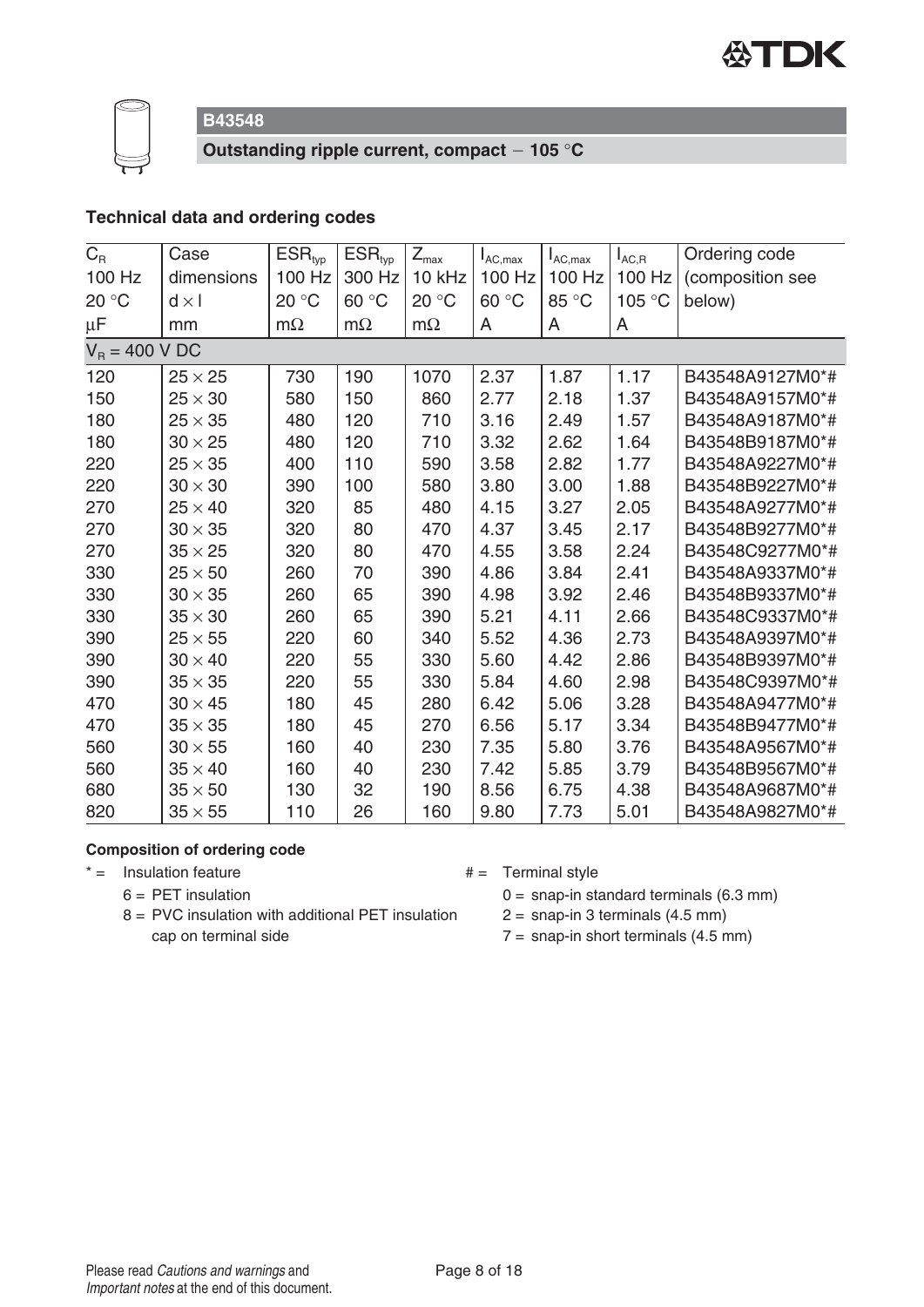## B43548

**Outstanding ripple current, compact − 105 °C**

### Technical data and ordering codes

| $C_R$ 100 Hz 20 °C µF | Case dimensions d × l mm | $ESR_{typ}$ 100 Hz 20 °C mΩ | $ESR_{typ}$ 300 Hz 60 °C mΩ | $Z_{max}$ 10 kHz 20 °C mΩ | $I_{AC,max}$ 100 Hz 60 °C A | $I_{AC,max}$ 100 Hz 85 °C A | $I_{AC,R}$ 100 Hz 105 °C A | Ordering code (composition see below) |
|---|---|---|---|---|---|---|---|---|
| $V_R$ = 400 V DC | | | | | | | | |
| 120 | 25 × 25 | 730 | 190 | 1070 | 2.37 | 1.87 | 1.17 | B43548A9127M0*# |
| 150 | 25 × 30 | 580 | 150 | 860 | 2.77 | 2.18 | 1.37 | B43548A9157M0*# |
| 180 | 25 × 35 | 480 | 120 | 710 | 3.16 | 2.49 | 1.57 | B43548A9187M0*# |
| 180 | 30 × 25 | 480 | 120 | 710 | 3.32 | 2.62 | 1.64 | B43548B9187M0*# |
| 220 | 25 × 35 | 400 | 110 | 590 | 3.58 | 2.82 | 1.77 | B43548A9227M0*# |
| 220 | 30 × 30 | 390 | 100 | 580 | 3.80 | 3.00 | 1.88 | B43548B9227M0*# |
| 270 | 25 × 40 | 320 | 85 | 480 | 4.15 | 3.27 | 2.05 | B43548A9277M0*# |
| 270 | 30 × 35 | 320 | 80 | 470 | 4.37 | 3.45 | 2.17 | B43548B9277M0*# |
| 270 | 35 × 25 | 320 | 80 | 470 | 4.55 | 3.58 | 2.24 | B43548C9277M0*# |
| 330 | 25 × 50 | 260 | 70 | 390 | 4.86 | 3.84 | 2.41 | B43548A9337M0*# |
| 330 | 30 × 35 | 260 | 65 | 390 | 4.98 | 3.92 | 2.46 | B43548B9337M0*# |
| 330 | 35 × 30 | 260 | 65 | 390 | 5.21 | 4.11 | 2.66 | B43548C9337M0*# |
| 390 | 25 × 55 | 220 | 60 | 340 | 5.52 | 4.36 | 2.73 | B43548A9397M0*# |
| 390 | 30 × 40 | 220 | 55 | 330 | 5.60 | 4.42 | 2.86 | B43548B9397M0*# |
| 390 | 35 × 35 | 220 | 55 | 330 | 5.84 | 4.60 | 2.98 | B43548C9397M0*# |
| 470 | 30 × 45 | 180 | 45 | 280 | 6.42 | 5.06 | 3.28 | B43548A9477M0*# |
| 470 | 35 × 35 | 180 | 45 | 270 | 6.56 | 5.17 | 3.34 | B43548B9477M0*# |
| 560 | 30 × 55 | 160 | 40 | 230 | 7.35 | 5.80 | 3.76 | B43548A9567M0*# |
| 560 | 35 × 40 | 160 | 40 | 230 | 7.42 | 5.85 | 3.79 | B43548B9567M0*# |
| 680 | 35 × 50 | 130 | 32 | 190 | 8.56 | 6.75 | 4.38 | B43548A9687M0*# |
| 820 | 35 × 55 | 110 | 26 | 160 | 9.80 | 7.73 | 5.01 | B43548A9827M0*# |

**Composition of ordering code**

\* = Insulation feature
- 6 = PET insulation
- 8 = PVC insulation with additional PET insulation cap on terminal side

# = Terminal style
- 0 = snap-in standard terminals (6.3 mm)
- 2 = snap-in 3 terminals (4.5 mm)
- 7 = snap-in short terminals (4.5 mm)

Please read *Cautions and warnings* and *Important notes* at the end of this document.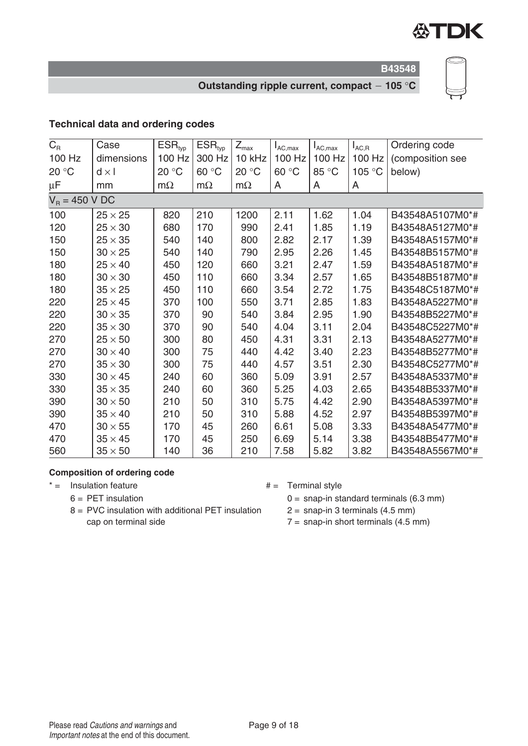## Technical data and ordering codes

| $C_R$ 100 Hz 20 °C µF | Case dimensions d × l mm | $ESR_{typ}$ 100 Hz 20 °C mΩ | $ESR_{typ}$ 300 Hz 60 °C mΩ | $Z_{max}$ 10 kHz 20 °C mΩ | $I_{AC,max}$ 100 Hz 60 °C A | $I_{AC,max}$ 100 Hz 85 °C A | $I_{AC,R}$ 100 Hz 105 °C A | Ordering code (composition see below) |
|---|---|---|---|---|---|---|---|---|
| $V_R$ = 450 V DC | | | | | | | | |
| 100 | 25 × 25 | 820 | 210 | 1200 | 2.11 | 1.62 | 1.04 | B43548A5107M0*# |
| 120 | 25 × 30 | 680 | 170 | 990 | 2.41 | 1.85 | 1.19 | B43548A5127M0*# |
| 150 | 25 × 35 | 540 | 140 | 800 | 2.82 | 2.17 | 1.39 | B43548A5157M0*# |
| 150 | 30 × 25 | 540 | 140 | 790 | 2.95 | 2.26 | 1.45 | B43548B5157M0*# |
| 180 | 25 × 40 | 450 | 120 | 660 | 3.21 | 2.47 | 1.59 | B43548A5187M0*# |
| 180 | 30 × 30 | 450 | 110 | 660 | 3.34 | 2.57 | 1.65 | B43548B5187M0*# |
| 180 | 35 × 25 | 450 | 110 | 660 | 3.54 | 2.72 | 1.75 | B43548C5187M0*# |
| 220 | 25 × 45 | 370 | 100 | 550 | 3.71 | 2.85 | 1.83 | B43548A5227M0*# |
| 220 | 30 × 35 | 370 | 90 | 540 | 3.84 | 2.95 | 1.90 | B43548B5227M0*# |
| 220 | 35 × 30 | 370 | 90 | 540 | 4.04 | 3.11 | 2.04 | B43548C5227M0*# |
| 270 | 25 × 50 | 300 | 80 | 450 | 4.31 | 3.31 | 2.13 | B43548A5277M0*# |
| 270 | 30 × 40 | 300 | 75 | 440 | 4.42 | 3.40 | 2.23 | B43548B5277M0*# |
| 270 | 35 × 30 | 300 | 75 | 440 | 4.57 | 3.51 | 2.30 | B43548C5277M0*# |
| 330 | 30 × 45 | 240 | 60 | 360 | 5.09 | 3.91 | 2.57 | B43548A5337M0*# |
| 330 | 35 × 35 | 240 | 60 | 360 | 5.25 | 4.03 | 2.65 | B43548B5337M0*# |
| 390 | 30 × 50 | 210 | 50 | 310 | 5.75 | 4.42 | 2.90 | B43548A5397M0*# |
| 390 | 35 × 40 | 210 | 50 | 310 | 5.88 | 4.52 | 2.97 | B43548B5397M0*# |
| 470 | 30 × 55 | 170 | 45 | 260 | 6.61 | 5.08 | 3.33 | B43548A5477M0*# |
| 470 | 35 × 45 | 170 | 45 | 250 | 6.69 | 5.14 | 3.38 | B43548B5477M0*# |
| 560 | 35 × 50 | 140 | 36 | 210 | 7.58 | 5.82 | 3.82 | B43548A5567M0*# |

**Composition of ordering code**

\* = Insulation feature
- 6 = PET insulation
- 8 = PVC insulation with additional PET insulation cap on terminal side

\# = Terminal style
- 0 = snap-in standard terminals (6.3 mm)
- 2 = snap-in 3 terminals (4.5 mm)
- 7 = snap-in short terminals (4.5 mm)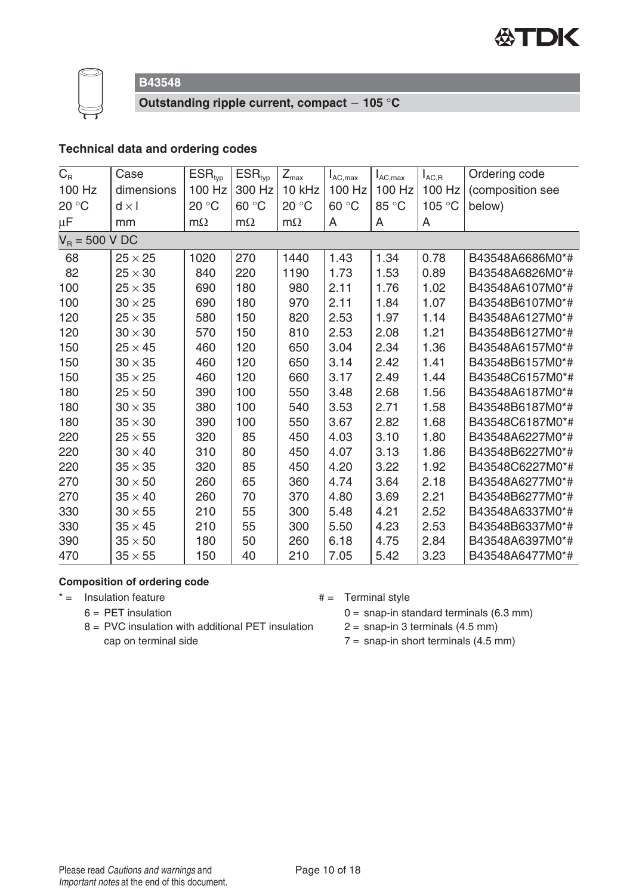## B43548

**Outstanding ripple current, compact − 105 °C**

### Technical data and ordering codes

| $C_R$ 100 Hz 20 °C µF | Case dimensions d × l mm | $ESR_{typ}$ 100 Hz 20 °C mΩ | $ESR_{typ}$ 300 Hz 60 °C mΩ | $Z_{max}$ 10 kHz 20 °C mΩ | $I_{AC,max}$ 100 Hz 60 °C A | $I_{AC,max}$ 100 Hz 85 °C A | $I_{AC,R}$ 100 Hz 105 °C A | Ordering code (composition see below) |
|---|---|---|---|---|---|---|---|---|
| $V_R$ = 500 V DC | | | | | | | | |
| 68 | 25 × 25 | 1020 | 270 | 1440 | 1.43 | 1.34 | 0.78 | B43548A6686M0*# |
| 82 | 25 × 30 | 840 | 220 | 1190 | 1.73 | 1.53 | 0.89 | B43548A6826M0*# |
| 100 | 25 × 35 | 690 | 180 | 980 | 2.11 | 1.76 | 1.02 | B43548A6107M0*# |
| 100 | 30 × 25 | 690 | 180 | 970 | 2.11 | 1.84 | 1.07 | B43548B6107M0*# |
| 120 | 25 × 35 | 580 | 150 | 820 | 2.53 | 1.97 | 1.14 | B43548A6127M0*# |
| 120 | 30 × 30 | 570 | 150 | 810 | 2.53 | 2.08 | 1.21 | B43548B6127M0*# |
| 150 | 25 × 45 | 460 | 120 | 650 | 3.04 | 2.34 | 1.36 | B43548A6157M0*# |
| 150 | 30 × 35 | 460 | 120 | 650 | 3.14 | 2.42 | 1.41 | B43548B6157M0*# |
| 150 | 35 × 25 | 460 | 120 | 660 | 3.17 | 2.49 | 1.44 | B43548C6157M0*# |
| 180 | 25 × 50 | 390 | 100 | 550 | 3.48 | 2.68 | 1.56 | B43548A6187M0*# |
| 180 | 30 × 35 | 380 | 100 | 540 | 3.53 | 2.71 | 1.58 | B43548B6187M0*# |
| 180 | 35 × 30 | 390 | 100 | 550 | 3.67 | 2.82 | 1.68 | B43548C6187M0*# |
| 220 | 25 × 55 | 320 | 85 | 450 | 4.03 | 3.10 | 1.80 | B43548A6227M0*# |
| 220 | 30 × 40 | 310 | 80 | 450 | 4.07 | 3.13 | 1.86 | B43548B6227M0*# |
| 220 | 35 × 35 | 320 | 85 | 450 | 4.20 | 3.22 | 1.92 | B43548C6227M0*# |
| 270 | 30 × 50 | 260 | 65 | 360 | 4.74 | 3.64 | 2.18 | B43548A6277M0*# |
| 270 | 35 × 40 | 260 | 70 | 370 | 4.80 | 3.69 | 2.21 | B43548B6277M0*# |
| 330 | 30 × 55 | 210 | 55 | 300 | 5.48 | 4.21 | 2.52 | B43548A6337M0*# |
| 330 | 35 × 45 | 210 | 55 | 300 | 5.50 | 4.23 | 2.53 | B43548B6337M0*# |
| 390 | 35 × 50 | 180 | 50 | 260 | 6.18 | 4.75 | 2.84 | B43548A6397M0*# |
| 470 | 35 × 55 | 150 | 40 | 210 | 7.05 | 5.42 | 3.23 | B43548A6477M0*# |

**Composition of ordering code**

\* = Insulation feature
- 6 = PET insulation
- 8 = PVC insulation with additional PET insulation cap on terminal side

\# = Terminal style
- 0 = snap-in standard terminals (6.3 mm)
- 2 = snap-in 3 terminals (4.5 mm)
- 7 = snap-in short terminals (4.5 mm)

Please read *Cautions and warnings* and *Important notes* at the end of this document.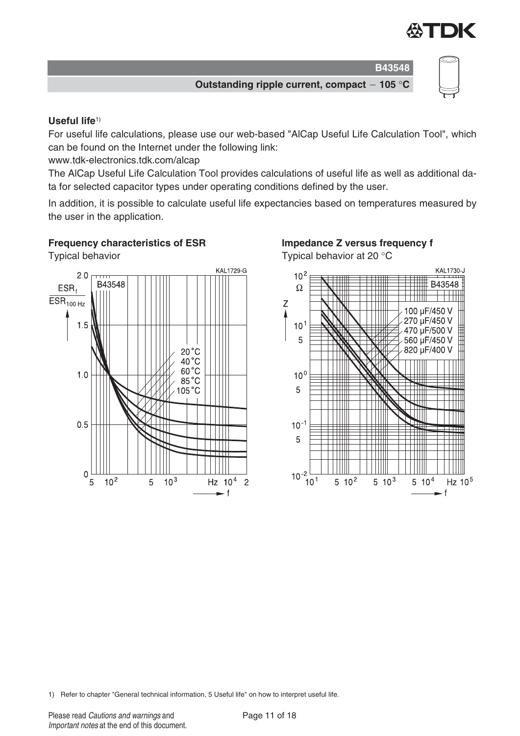**Useful life**[1)]

For useful life calculations, please use our web-based "AlCap Useful Life Calculation Tool", which can be found on the Internet under the following link:

www.tdk-electronics.tdk.com/alcap

The AlCap Useful Life Calculation Tool provides calculations of useful life as well as additional data for selected capacitor types under operating conditions defined by the user.

In addition, it is possible to calculate useful life expectancies based on temperatures measured by the user in the application.

**Frequency characteristics of ESR**

Typical behavior

**Impedance Z versus frequency f**

Typical behavior at 20 °C

1) Refer to chapter "General technical information, 5 Useful life" on how to interpret useful life.

Please read *Cautions and warnings* and *Important notes* at the end of this document.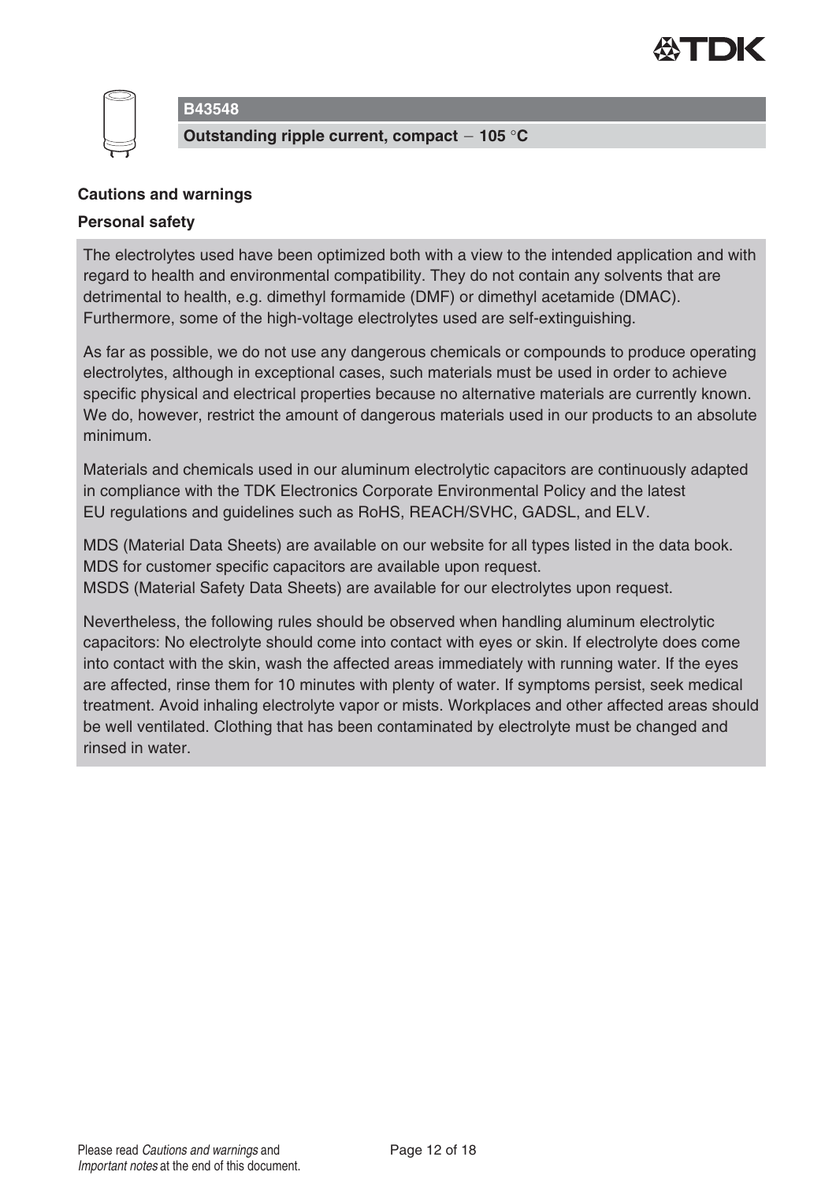## Cautions and warnings

### Personal safety

The electrolytes used have been optimized both with a view to the intended application and with regard to health and environmental compatibility. They do not contain any solvents that are detrimental to health, e.g. dimethyl formamide (DMF) or dimethyl acetamide (DMAC). Furthermore, some of the high-voltage electrolytes used are self-extinguishing.

As far as possible, we do not use any dangerous chemicals or compounds to produce operating electrolytes, although in exceptional cases, such materials must be used in order to achieve specific physical and electrical properties because no alternative materials are currently known. We do, however, restrict the amount of dangerous materials used in our products to an absolute minimum.

Materials and chemicals used in our aluminum electrolytic capacitors are continuously adapted in compliance with the TDK Electronics Corporate Environmental Policy and the latest EU regulations and guidelines such as RoHS, REACH/SVHC, GADSL, and ELV.

MDS (Material Data Sheets) are available on our website for all types listed in the data book. MDS for customer specific capacitors are available upon request.
MSDS (Material Safety Data Sheets) are available for our electrolytes upon request.

Nevertheless, the following rules should be observed when handling aluminum electrolytic capacitors: No electrolyte should come into contact with eyes or skin. If electrolyte does come into contact with the skin, wash the affected areas immediately with running water. If the eyes are affected, rinse them for 10 minutes with plenty of water. If symptoms persist, seek medical treatment. Avoid inhaling electrolyte vapor or mists. Workplaces and other affected areas should be well ventilated. Clothing that has been contaminated by electrolyte must be changed and rinsed in water.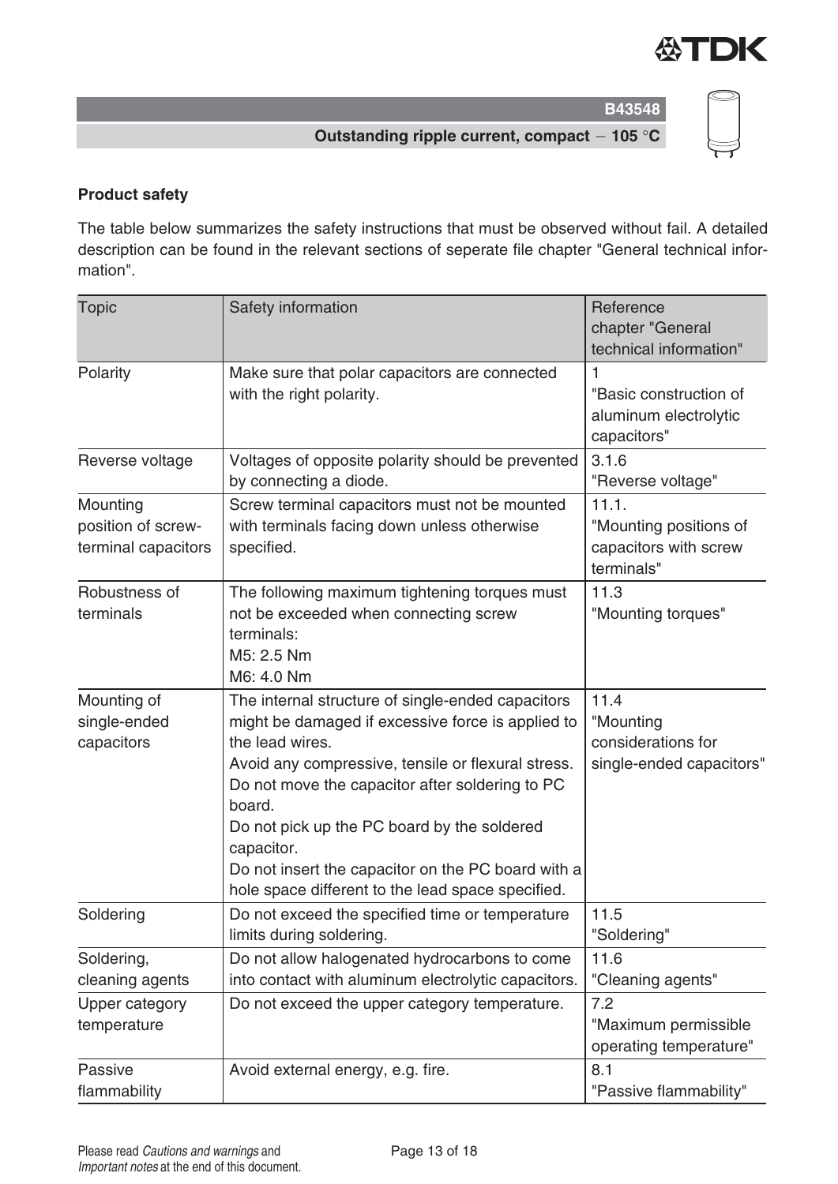## Product safety

The table below summarizes the safety instructions that must be observed without fail. A detailed description can be found in the relevant sections of seperate file chapter "General technical information".

| Topic | Safety information | Reference chapter "General technical information" |
|---|---|---|
| Polarity | Make sure that polar capacitors are connected with the right polarity. | 1 "Basic construction of aluminum electrolytic capacitors" |
| Reverse voltage | Voltages of opposite polarity should be prevented by connecting a diode. | 3.1.6 "Reverse voltage" |
| Mounting position of screw-terminal capacitors | Screw terminal capacitors must not be mounted with terminals facing down unless otherwise specified. | 11.1. "Mounting positions of capacitors with screw terminals" |
| Robustness of terminals | The following maximum tightening torques must not be exceeded when connecting screw terminals:<br>M5: 2.5 Nm<br>M6: 4.0 Nm | 11.3 "Mounting torques" |
| Mounting of single-ended capacitors | The internal structure of single-ended capacitors might be damaged if excessive force is applied to the lead wires.<br>Avoid any compressive, tensile or flexural stress.<br>Do not move the capacitor after soldering to PC board.<br>Do not pick up the PC board by the soldered capacitor.<br>Do not insert the capacitor on the PC board with a hole space different to the lead space specified. | 11.4 "Mounting considerations for single-ended capacitors" |
| Soldering | Do not exceed the specified time or temperature limits during soldering. | 11.5 "Soldering" |
| Soldering, cleaning agents | Do not allow halogenated hydrocarbons to come into contact with aluminum electrolytic capacitors. | 11.6 "Cleaning agents" |
| Upper category temperature | Do not exceed the upper category temperature. | 7.2 "Maximum permissible operating temperature" |
| Passive flammability | Avoid external energy, e.g. fire. | 8.1 "Passive flammability" |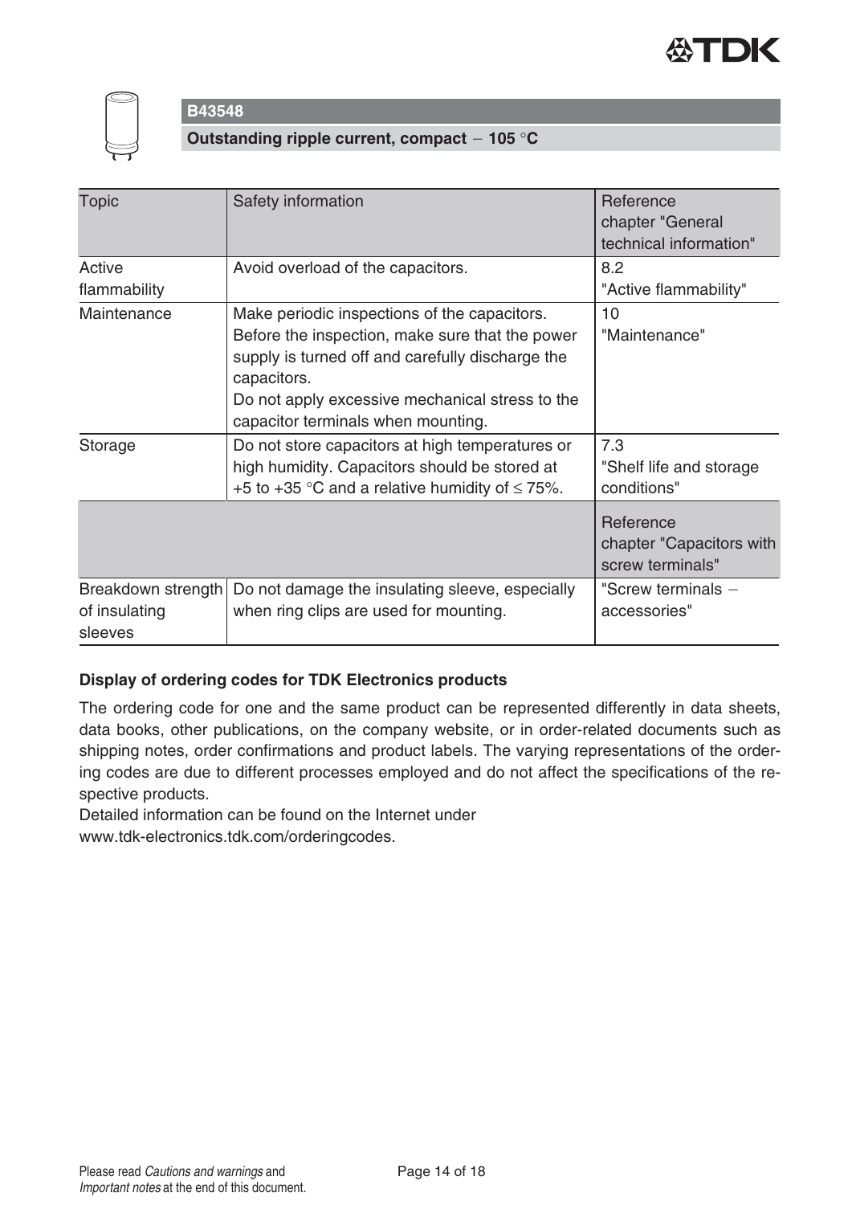**B43548**

**Outstanding ripple current, compact − 105 °C**

| Topic | Safety information | Reference chapter "General technical information" |
|---|---|---|
| Active flammability | Avoid overload of the capacitors. | 8.2 "Active flammability" |
| Maintenance | Make periodic inspections of the capacitors. Before the inspection, make sure that the power supply is turned off and carefully discharge the capacitors. Do not apply excessive mechanical stress to the capacitor terminals when mounting. | 10 "Maintenance" |
| Storage | Do not store capacitors at high temperatures or high humidity. Capacitors should be stored at +5 to +35 °C and a relative humidity of ≤ 75%. | 7.3 "Shelf life and storage conditions" |
| | | Reference chapter "Capacitors with screw terminals" |
| Breakdown strength of insulating sleeves | Do not damage the insulating sleeve, especially when ring clips are used for mounting. | "Screw terminals − accessories" |

**Display of ordering codes for TDK Electronics products**

The ordering code for one and the same product can be represented differently in data sheets, data books, other publications, on the company website, or in order-related documents such as shipping notes, order confirmations and product labels. The varying representations of the ordering codes are due to different processes employed and do not affect the specifications of the respective products.

Detailed information can be found on the Internet under www.tdk-electronics.tdk.com/orderingcodes.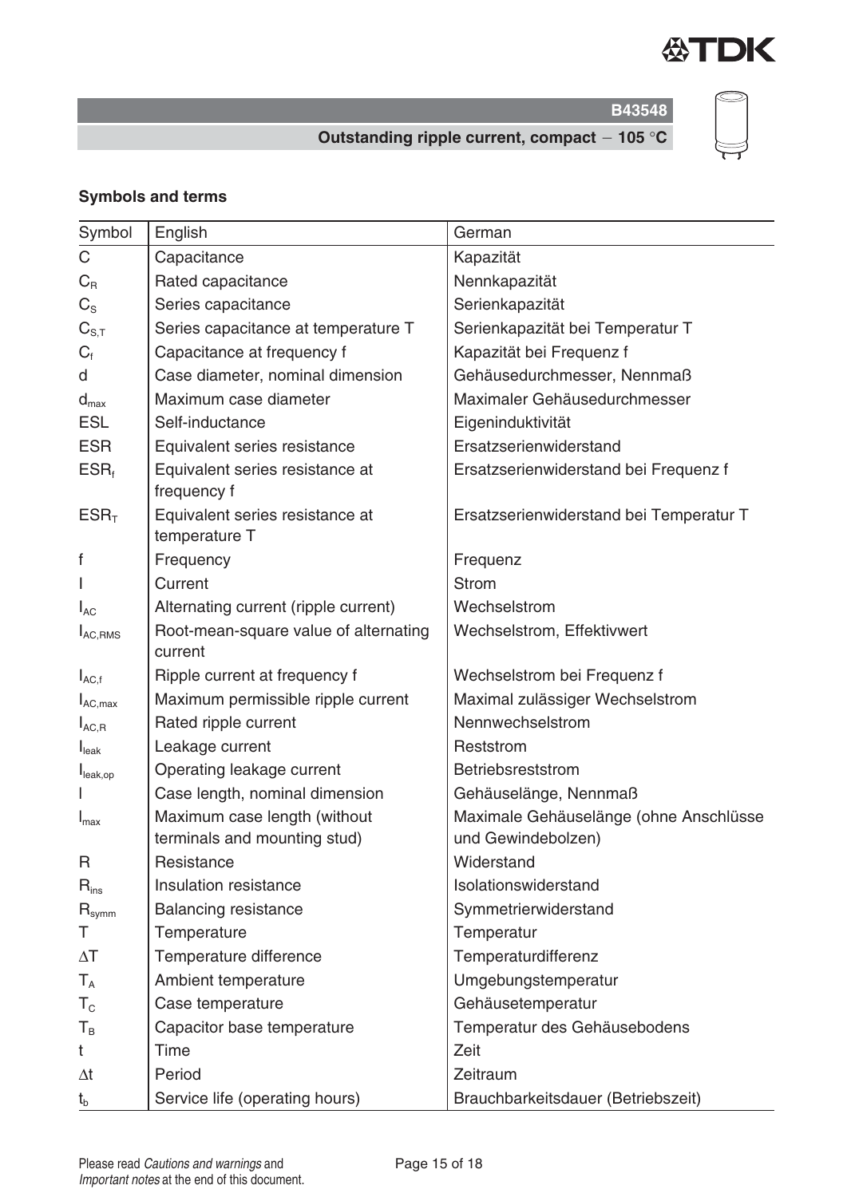## Symbols and terms

| Symbol | English | German |
|---|---|---|
| $C$ | Capacitance | Kapazität |
| $C_R$ | Rated capacitance | Nennkapazität |
| $C_S$ | Series capacitance | Serienkapazität |
| $C_{S,T}$ | Series capacitance at temperature T | Serienkapazität bei Temperatur T |
| $C_f$ | Capacitance at frequency f | Kapazität bei Frequenz f |
| $d$ | Case diameter, nominal dimension | Gehäusedurchmesser, Nennmaß |
| $d_{max}$ | Maximum case diameter | Maximaler Gehäusedurchmesser |
| ESL | Self-inductance | Eigeninduktivität |
| ESR | Equivalent series resistance | Ersatzserienwiderstand |
| $ESR_f$ | Equivalent series resistance at frequency f | Ersatzserienwiderstand bei Frequenz f |
| $ESR_T$ | Equivalent series resistance at temperature T | Ersatzserienwiderstand bei Temperatur T |
| $f$ | Frequency | Frequenz |
| $I$ | Current | Strom |
| $I_{AC}$ | Alternating current (ripple current) | Wechselstrom |
| $I_{AC,RMS}$ | Root-mean-square value of alternating current | Wechselstrom, Effektivwert |
| $I_{AC,f}$ | Ripple current at frequency f | Wechselstrom bei Frequenz f |
| $I_{AC,max}$ | Maximum permissible ripple current | Maximal zulässiger Wechselstrom |
| $I_{AC,R}$ | Rated ripple current | Nennwechselstrom |
| $I_{leak}$ | Leakage current | Reststrom |
| $I_{leak,op}$ | Operating leakage current | Betriebsreststrom |
| $l$ | Case length, nominal dimension | Gehäuselänge, Nennmaß |
| $l_{max}$ | Maximum case length (without terminals and mounting stud) | Maximale Gehäuselänge (ohne Anschlüsse und Gewindebolzen) |
| $R$ | Resistance | Widerstand |
| $R_{ins}$ | Insulation resistance | Isolationswiderstand |
| $R_{symm}$ | Balancing resistance | Symmetrierwiderstand |
| $T$ | Temperature | Temperatur |
| $\Delta T$ | Temperature difference | Temperaturdifferenz |
| $T_A$ | Ambient temperature | Umgebungstemperatur |
| $T_C$ | Case temperature | Gehäusetemperatur |
| $T_B$ | Capacitor base temperature | Temperatur des Gehäusebodens |
| $t$ | Time | Zeit |
| $\Delta t$ | Period | Zeitraum |
| $t_b$ | Service life (operating hours) | Brauchbarkeitsdauer (Betriebszeit) |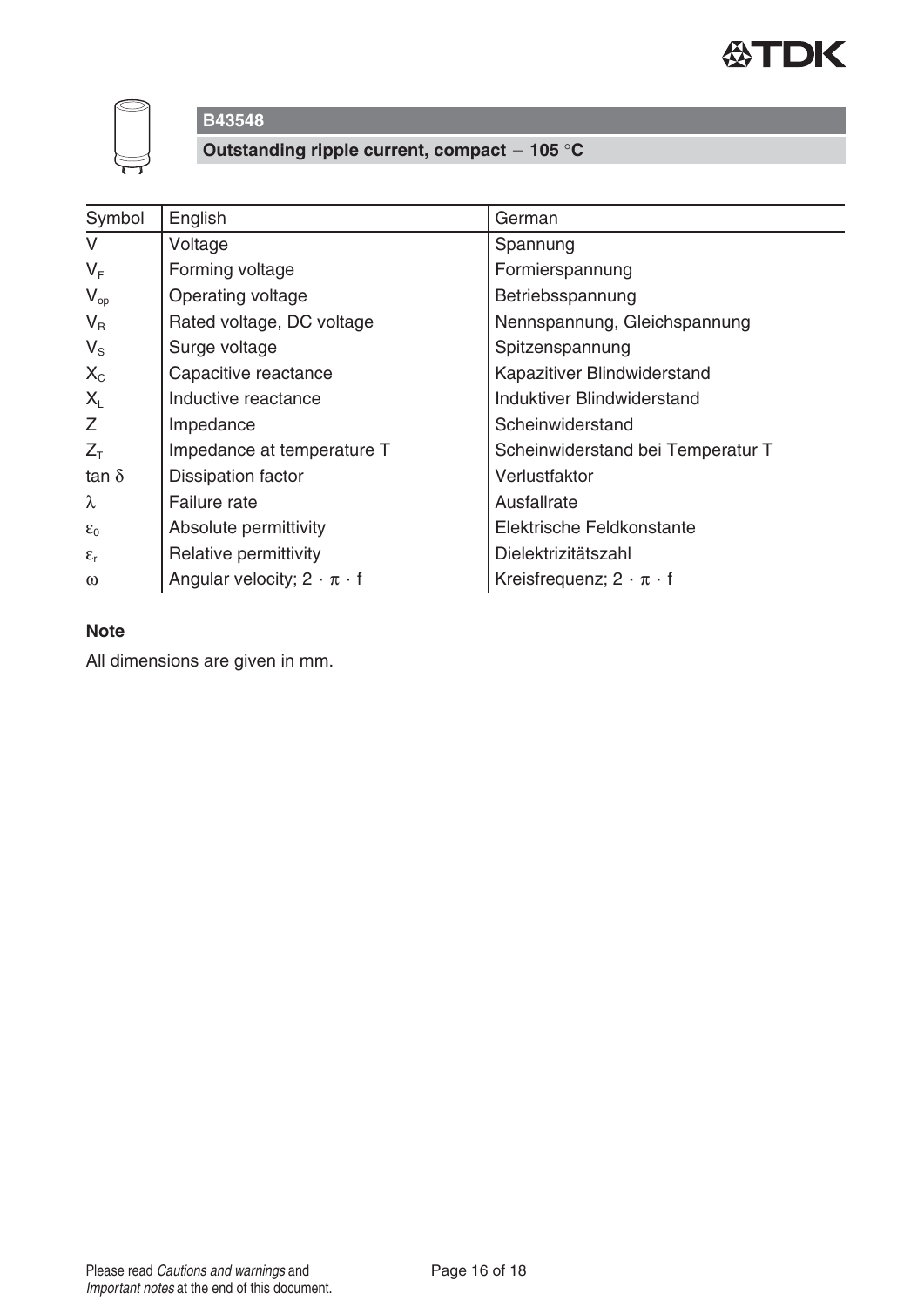## B43548

**Outstanding ripple current, compact − 105 °C**

| Symbol | English | German |
|---|---|---|
| $V$ | Voltage | Spannung |
| $V_F$ | Forming voltage | Formierspannung |
| $V_{op}$ | Operating voltage | Betriebsspannung |
| $V_R$ | Rated voltage, DC voltage | Nennspannung, Gleichspannung |
| $V_S$ | Surge voltage | Spitzenspannung |
| $X_C$ | Capacitive reactance | Kapazitiver Blindwiderstand |
| $X_L$ | Inductive reactance | Induktiver Blindwiderstand |
| $Z$ | Impedance | Scheinwiderstand |
| $Z_T$ | Impedance at temperature T | Scheinwiderstand bei Temperatur T |
| $\tan \delta$ | Dissipation factor | Verlustfaktor |
| $\lambda$ | Failure rate | Ausfallrate |
| $\varepsilon_0$ | Absolute permittivity | Elektrische Feldkonstante |
| $\varepsilon_r$ | Relative permittivity | Dielektrizitätszahl |
| $\omega$ | Angular velocity; $2 \cdot \pi \cdot f$ | Kreisfrequenz; $2 \cdot \pi \cdot f$ |

**Note**

All dimensions are given in mm.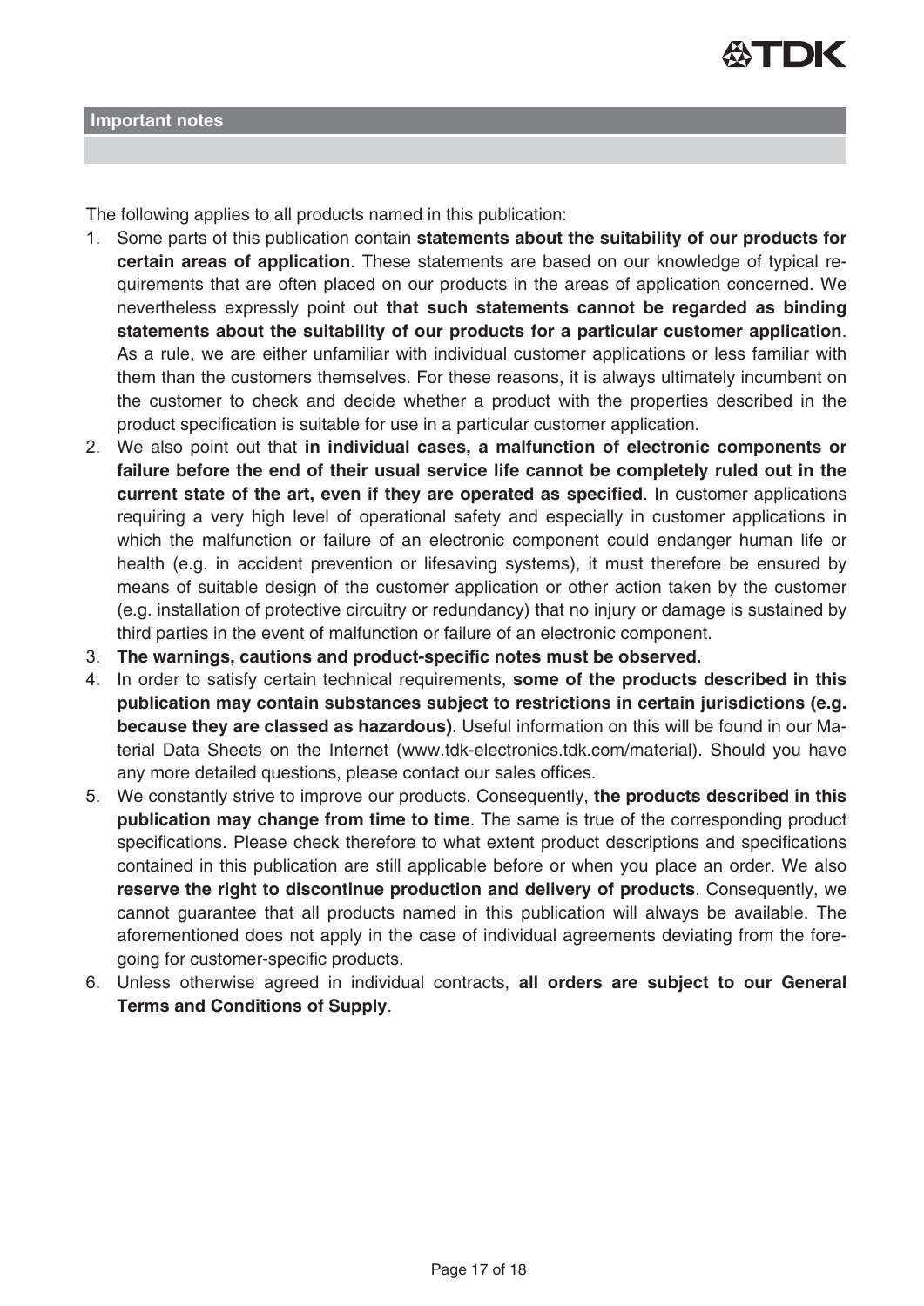## Important notes

The following applies to all products named in this publication:

1. Some parts of this publication contain **statements about the suitability of our products for certain areas of application**. These statements are based on our knowledge of typical requirements that are often placed on our products in the areas of application concerned. We nevertheless expressly point out **that such statements cannot be regarded as binding statements about the suitability of our products for a particular customer application**. As a rule, we are either unfamiliar with individual customer applications or less familiar with them than the customers themselves. For these reasons, it is always ultimately incumbent on the customer to check and decide whether a product with the properties described in the product specification is suitable for use in a particular customer application.
2. We also point out that **in individual cases, a malfunction of electronic components or failure before the end of their usual service life cannot be completely ruled out in the current state of the art, even if they are operated as specified**. In customer applications requiring a very high level of operational safety and especially in customer applications in which the malfunction or failure of an electronic component could endanger human life or health (e.g. in accident prevention or lifesaving systems), it must therefore be ensured by means of suitable design of the customer application or other action taken by the customer (e.g. installation of protective circuitry or redundancy) that no injury or damage is sustained by third parties in the event of malfunction or failure of an electronic component.
3. **The warnings, cautions and product-specific notes must be observed.**
4. In order to satisfy certain technical requirements, **some of the products described in this publication may contain substances subject to restrictions in certain jurisdictions (e.g. because they are classed as hazardous)**. Useful information on this will be found in our Material Data Sheets on the Internet (www.tdk-electronics.tdk.com/material). Should you have any more detailed questions, please contact our sales offices.
5. We constantly strive to improve our products. Consequently, **the products described in this publication may change from time to time**. The same is true of the corresponding product specifications. Please check therefore to what extent product descriptions and specifications contained in this publication are still applicable before or when you place an order. We also **reserve the right to discontinue production and delivery of products**. Consequently, we cannot guarantee that all products named in this publication will always be available. The aforementioned does not apply in the case of individual agreements deviating from the foregoing for customer-specific products.
6. Unless otherwise agreed in individual contracts, **all orders are subject to our General Terms and Conditions of Supply**.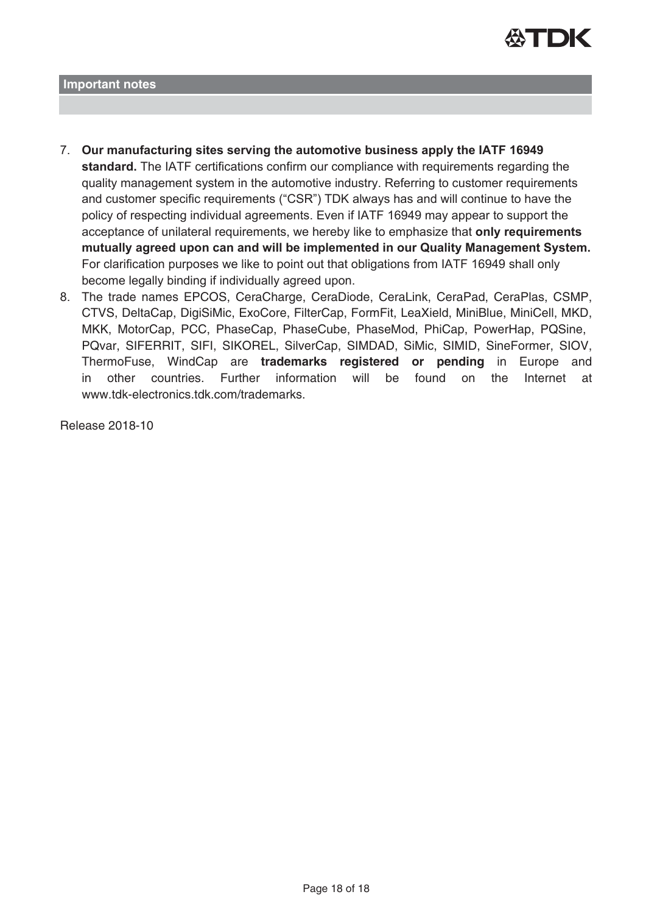## Important notes

7. **Our manufacturing sites serving the automotive business apply the IATF 16949 standard.** The IATF certifications confirm our compliance with requirements regarding the quality management system in the automotive industry. Referring to customer requirements and customer specific requirements ("CSR") TDK always has and will continue to have the policy of respecting individual agreements. Even if IATF 16949 may appear to support the acceptance of unilateral requirements, we hereby like to emphasize that **only requirements mutually agreed upon can and will be implemented in our Quality Management System.** For clarification purposes we like to point out that obligations from IATF 16949 shall only become legally binding if individually agreed upon.
8. The trade names EPCOS, CeraCharge, CeraDiode, CeraLink, CeraPad, CeraPlas, CSMP, CTVS, DeltaCap, DigiSiMic, ExoCore, FilterCap, FormFit, LeaXield, MiniBlue, MiniCell, MKD, MKK, MotorCap, PCC, PhaseCap, PhaseCube, PhaseMod, PhiCap, PowerHap, PQSine, PQvar, SIFERRIT, SIFI, SIKOREL, SilverCap, SIMDAD, SiMic, SIMID, SineFormer, SIOV, ThermoFuse, WindCap are **trademarks registered or pending** in Europe and in other countries. Further information will be found on the Internet at www.tdk-electronics.tdk.com/trademarks.

Release 2018-10